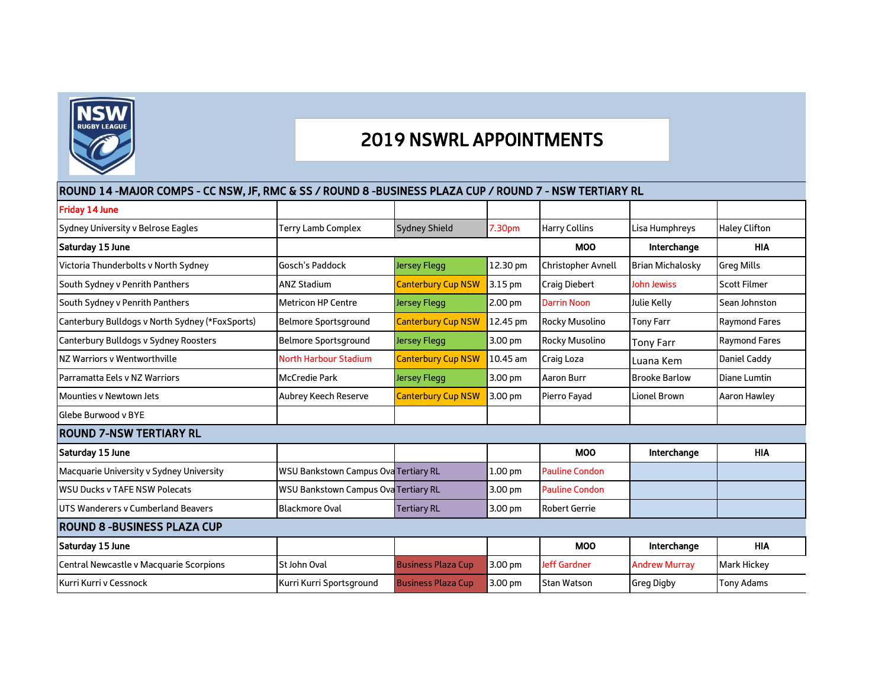# 2019 NSWRL APPOINTMENTS

## ROUND 14 -MAJOR COMPS - CC NSW, JF, RMC & SS / ROUND 8 -BUSINESS PLAZA CUP / ROUND 7 - NSW TERTIARY RL

| Friday 14 June | | | | | | |
|---|---|---|---|---|---|---|
| Sydney University v Belrose Eagles | Terry Lamb Complex | Sydney Shield | 7.30pm | Harry Collins | Lisa Humphreys | Haley Clifton |
| **Saturday 15 June** | | | | **MOO** | **Interchange** | **HIA** |
| Victoria Thunderbolts v North Sydney | Gosch's Paddock | Jersey Flegg | 12.30 pm | Christopher Avnell | Brian Michalosky | Greg Mills |
| South Sydney v Penrith Panthers | ANZ Stadium | Canterbury Cup NSW | 3.15 pm | Craig Diebert | John Jewiss | Scott Filmer |
| South Sydney v Penrith Panthers | Metricon HP Centre | Jersey Flegg | 2.00 pm | Darrin Noon | Julie Kelly | Sean Johnston |
| Canterbury Bulldogs v North Sydney (*FoxSports) | Belmore Sportsground | Canterbury Cup NSW | 12.45 pm | Rocky Musolino | Tony Farr | Raymond Fares |
| Canterbury Bulldogs v Sydney Roosters | Belmore Sportsground | Jersey Flegg | 3.00 pm | Rocky Musolino | Tony Farr | Raymond Fares |
| NZ Warriors v Wentworthville | North Harbour Stadium | Canterbury Cup NSW | 10.45 am | Craig Loza | Luana Kem | Daniel Caddy |
| Parramatta Eels v NZ Warriors | McCredie Park | Jersey Flegg | 3.00 pm | Aaron Burr | Brooke Barlow | Diane Lumtin |
| Mounties v Newtown Jets | Aubrey Keech Reserve | Canterbury Cup NSW | 3.00 pm | Pierro Fayad | Lionel Brown | Aaron Hawley |
| Glebe Burwood v BYE | | | | | | |

## ROUND 7-NSW TERTIARY RL

| Saturday 15 June | | | | MOO | Interchange | HIA |
|---|---|---|---|---|---|---|
| Macquarie University v Sydney University | WSU Bankstown Campus Ova | Tertiary RL | 1.00 pm | Pauline Condon | | |
| WSU Ducks v TAFE NSW Polecats | WSU Bankstown Campus Ova | Tertiary RL | 3.00 pm | Pauline Condon | | |
| UTS Wanderers v Cumberland Beavers | Blackmore Oval | Tertiary RL | 3.00 pm | Robert Gerrie | | |

## ROUND 8 -BUSINESS PLAZA CUP

| Saturday 15 June | | | | MOO | Interchange | HIA |
|---|---|---|---|---|---|---|
| Central Newcastle v Macquarie Scorpions | St John Oval | Business Plaza Cup | 3.00 pm | Jeff Gardner | Andrew Murray | Mark Hickey |
| Kurri Kurri v Cessnock | Kurri Kurri Sportsground | Business Plaza Cup | 3.00 pm | Stan Watson | Greg Digby | Tony Adams |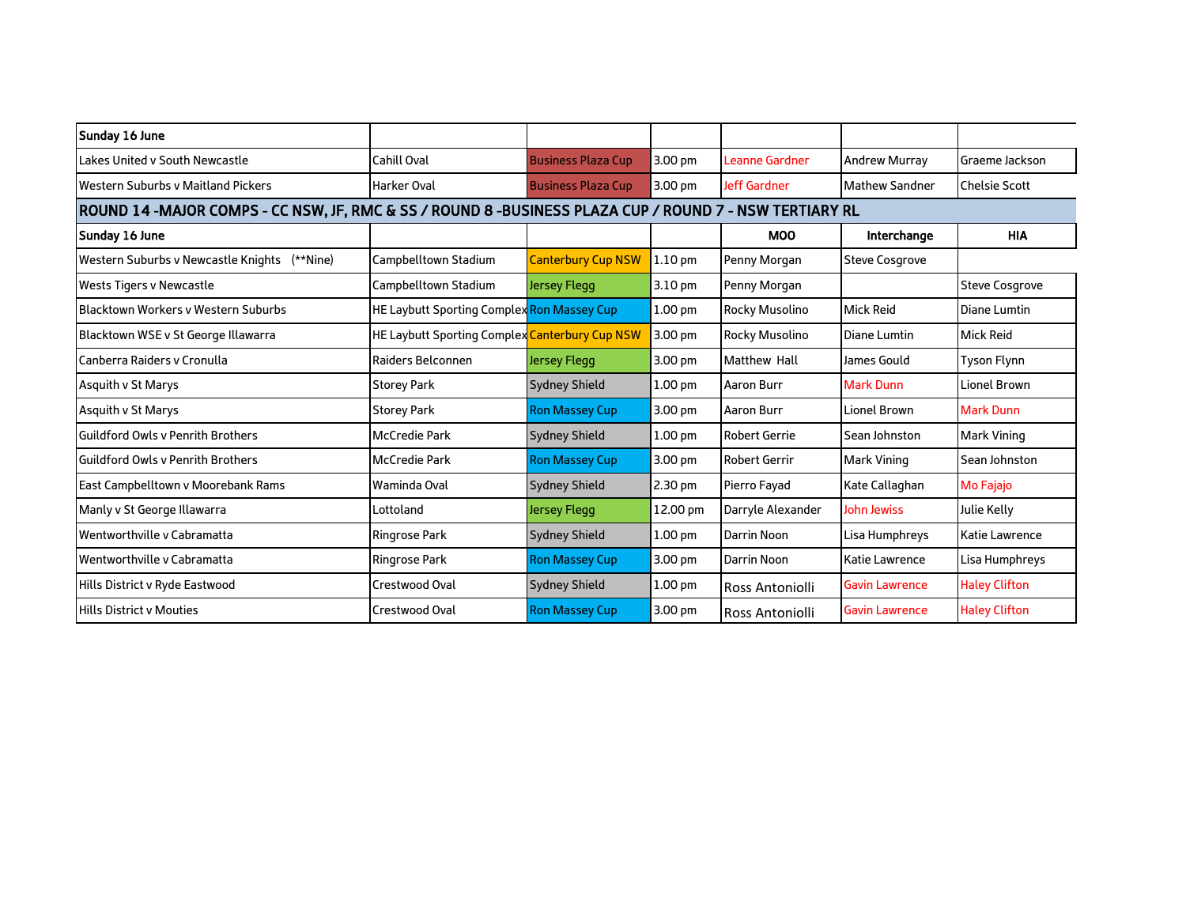| Sunday 16 June | | | | | | |
|---|---|---|---|---|---|---|
| Lakes United v South Newcastle | Cahill Oval | Business Plaza Cup | 3.00 pm | Leanne Gardner | Andrew Murray | Graeme Jackson |
| Western Suburbs v Maitland Pickers | Harker Oval | Business Plaza Cup | 3.00 pm | Jeff Gardner | Mathew Sandner | Chelsie Scott |
| **ROUND 14 -MAJOR COMPS - CC NSW, JF, RMC & SS / ROUND 8 -BUSINESS PLAZA CUP / ROUND 7 - NSW TERTIARY RL** | | | | | | |
| **Sunday 16 June** | | | | **MOO** | **Interchange** | **HIA** |
| Western Suburbs v Newcastle Knights (**Nine) | Campbelltown Stadium | Canterbury Cup NSW | 1.10 pm | Penny Morgan | Steve Cosgrove | |
| Wests Tigers v Newcastle | Campbelltown Stadium | Jersey Flegg | 3.10 pm | Penny Morgan | | Steve Cosgrove |
| Blacktown Workers v Western Suburbs | HE Laybutt Sporting Complex | Ron Massey Cup | 1.00 pm | Rocky Musolino | Mick Reid | Diane Lumtin |
| Blacktown WSE v St George Illawarra | HE Laybutt Sporting Complex | Canterbury Cup NSW | 3.00 pm | Rocky Musolino | Diane Lumtin | Mick Reid |
| Canberra Raiders v Cronulla | Raiders Belconnen | Jersey Flegg | 3.00 pm | Matthew Hall | James Gould | Tyson Flynn |
| Asquith v St Marys | Storey Park | Sydney Shield | 1.00 pm | Aaron Burr | Mark Dunn | Lionel Brown |
| Asquith v St Marys | Storey Park | Ron Massey Cup | 3.00 pm | Aaron Burr | Lionel Brown | Mark Dunn |
| Guildford Owls v Penrith Brothers | McCredie Park | Sydney Shield | 1.00 pm | Robert Gerrie | Sean Johnston | Mark Vining |
| Guildford Owls v Penrith Brothers | McCredie Park | Ron Massey Cup | 3.00 pm | Robert Gerrir | Mark Vining | Sean Johnston |
| East Campbelltown v Moorebank Rams | Waminda Oval | Sydney Shield | 2.30 pm | Pierro Fayad | Kate Callaghan | Mo Fajajo |
| Manly v St George Illawarra | Lottoland | Jersey Flegg | 12.00 pm | Darryle Alexander | John Jewiss | Julie Kelly |
| Wentworthville v Cabramatta | Ringrose Park | Sydney Shield | 1.00 pm | Darrin Noon | Lisa Humphreys | Katie Lawrence |
| Wentworthville v Cabramatta | Ringrose Park | Ron Massey Cup | 3.00 pm | Darrin Noon | Katie Lawrence | Lisa Humphreys |
| Hills District v Ryde Eastwood | Crestwood Oval | Sydney Shield | 1.00 pm | Ross Antoniolli | Gavin Lawrence | Haley Clifton |
| Hills District v Mouties | Crestwood Oval | Ron Massey Cup | 3.00 pm | Ross Antoniolli | Gavin Lawrence | Haley Clifton |